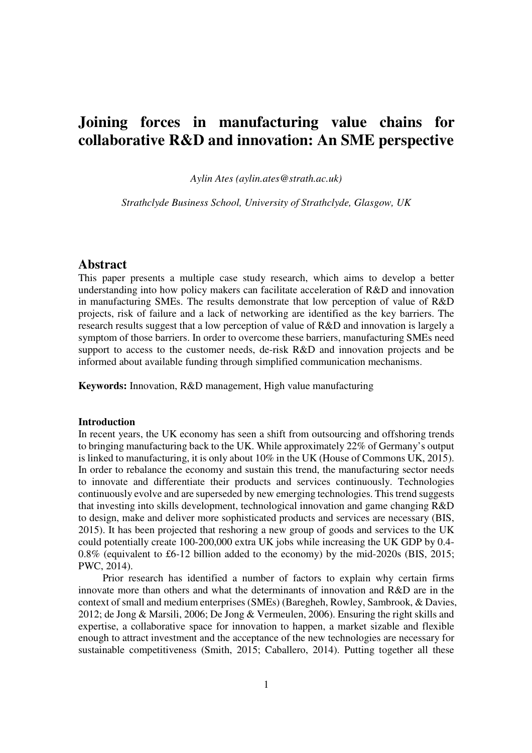# Joining forces in manufacturing value chains for collaborative R&D and innovation: An SME perspective

*Aylin Ates (aylin.ates@strath.ac.uk)*

*Strathclyde Business School, University of Strathclyde, Glasgow, UK*

## Abstract

This paper presents a multiple case study research, which aims to develop a better understanding into how policy makers can facilitate acceleration of R&D and innovation in manufacturing SMEs. The results demonstrate that low perception of value of R&D projects, risk of failure and a lack of networking are identified as the key barriers. The research results suggest that a low perception of value of R&D and innovation is largely a symptom of those barriers. In order to overcome these barriers, manufacturing SMEs need support to access to the customer needs, de-risk R&D and innovation projects and be informed about available funding through simplified communication mechanisms.

**Keywords:** Innovation, R&D management, High value manufacturing

### Introduction

In recent years, the UK economy has seen a shift from outsourcing and offshoring trends to bringing manufacturing back to the UK. While approximately 22% of Germany's output is linked to manufacturing, it is only about 10% in the UK (House of Commons UK, 2015). In order to rebalance the economy and sustain this trend, the manufacturing sector needs to innovate and differentiate their products and services continuously. Technologies continuously evolve and are superseded by new emerging technologies. This trend suggests that investing into skills development, technological innovation and game changing R&D to design, make and deliver more sophisticated products and services are necessary (BIS, 2015). It has been projected that reshoring a new group of goods and services to the UK could potentially create 100-200,000 extra UK jobs while increasing the UK GDP by 0.4-0.8% (equivalent to £6-12 billion added to the economy) by the mid-2020s (BIS, 2015; PWC, 2014).

Prior research has identified a number of factors to explain why certain firms innovate more than others and what the determinants of innovation and R&D are in the context of small and medium enterprises (SMEs) (Baregheh, Rowley, Sambrook, & Davies, 2012; de Jong & Marsili, 2006; De Jong & Vermeulen, 2006). Ensuring the right skills and expertise, a collaborative space for innovation to happen, a market sizable and flexible enough to attract investment and the acceptance of the new technologies are necessary for sustainable competitiveness (Smith, 2015; Caballero, 2014). Putting together all these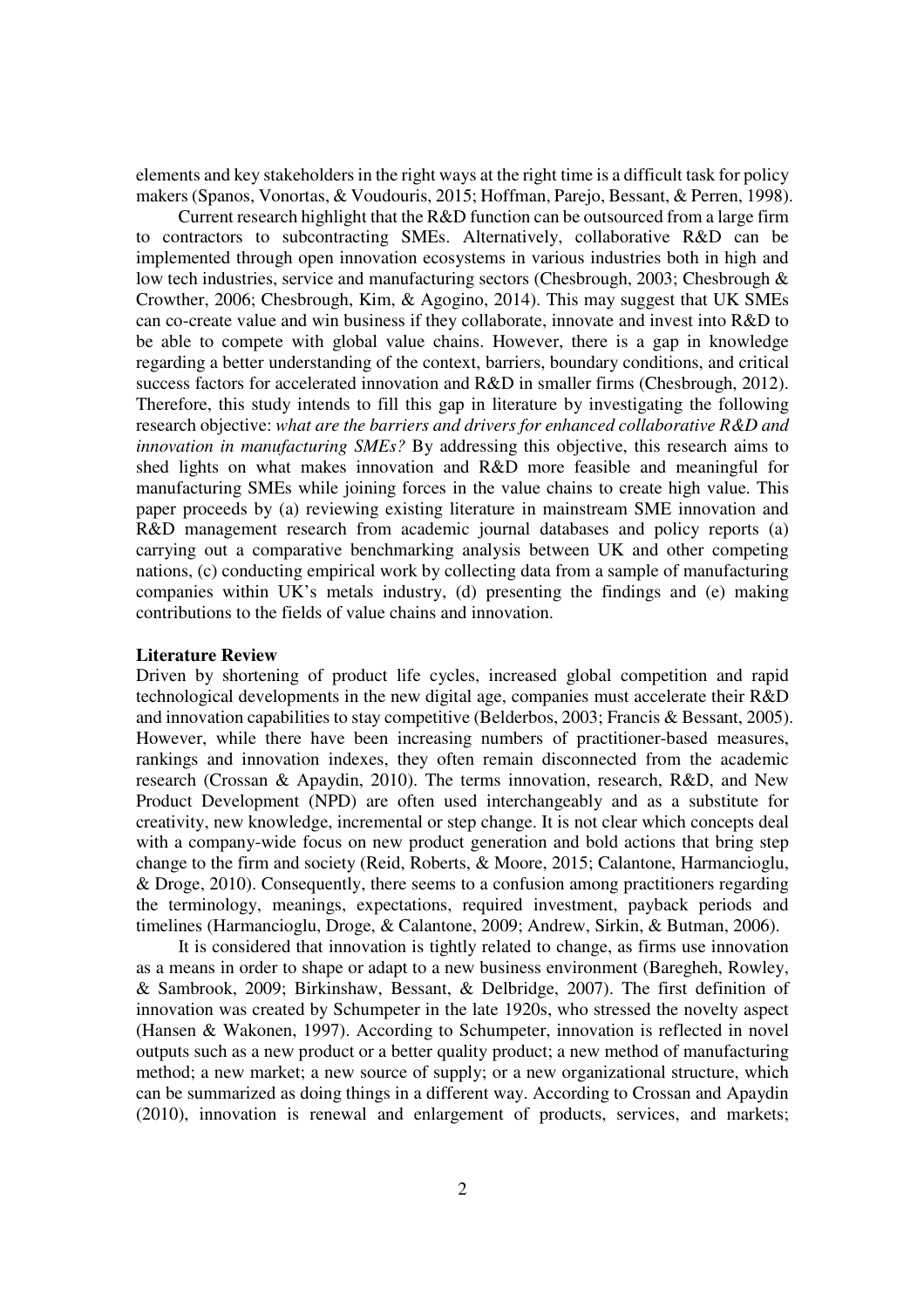elements and key stakeholders in the right ways at the right time is a difficult task for policy makers (Spanos, Vonortas, & Voudouris, 2015; Hoffman, Parejo, Bessant, & Perren, 1998).

Current research highlight that the R&D function can be outsourced from a large firm to contractors to subcontracting SMEs. Alternatively, collaborative R&D can be implemented through open innovation ecosystems in various industries both in high and low tech industries, service and manufacturing sectors (Chesbrough, 2003; Chesbrough & Crowther, 2006; Chesbrough, Kim, & Agogino, 2014). This may suggest that UK SMEs can co-create value and win business if they collaborate, innovate and invest into R&D to be able to compete with global value chains. However, there is a gap in knowledge regarding a better understanding of the context, barriers, boundary conditions, and critical success factors for accelerated innovation and R&D in smaller firms (Chesbrough, 2012). Therefore, this study intends to fill this gap in literature by investigating the following research objective: *what are the barriers and drivers for enhanced collaborative R&D and innovation in manufacturing SMEs?* By addressing this objective, this research aims to shed lights on what makes innovation and R&D more feasible and meaningful for manufacturing SMEs while joining forces in the value chains to create high value. This paper proceeds by (a) reviewing existing literature in mainstream SME innovation and R&D management research from academic journal databases and policy reports (a) carrying out a comparative benchmarking analysis between UK and other competing nations, (c) conducting empirical work by collecting data from a sample of manufacturing companies within UK's metals industry, (d) presenting the findings and (e) making contributions to the fields of value chains and innovation.

## Literature Review

Driven by shortening of product life cycles, increased global competition and rapid technological developments in the new digital age, companies must accelerate their R&D and innovation capabilities to stay competitive (Belderbos, 2003; Francis & Bessant, 2005). However, while there have been increasing numbers of practitioner-based measures, rankings and innovation indexes, they often remain disconnected from the academic research (Crossan & Apaydin, 2010). The terms innovation, research, R&D, and New Product Development (NPD) are often used interchangeably and as a substitute for creativity, new knowledge, incremental or step change. It is not clear which concepts deal with a company-wide focus on new product generation and bold actions that bring step change to the firm and society (Reid, Roberts, & Moore, 2015; Calantone, Harmancioglu, & Droge, 2010). Consequently, there seems to a confusion among practitioners regarding the terminology, meanings, expectations, required investment, payback periods and timelines (Harmancioglu, Droge, & Calantone, 2009; Andrew, Sirkin, & Butman, 2006).

It is considered that innovation is tightly related to change, as firms use innovation as a means in order to shape or adapt to a new business environment (Baregheh, Rowley, & Sambrook, 2009; Birkinshaw, Bessant, & Delbridge, 2007). The first definition of innovation was created by Schumpeter in the late 1920s, who stressed the novelty aspect (Hansen & Wakonen, 1997). According to Schumpeter, innovation is reflected in novel outputs such as a new product or a better quality product; a new method of manufacturing method; a new market; a new source of supply; or a new organizational structure, which can be summarized as doing things in a different way. According to Crossan and Apaydin (2010), innovation is renewal and enlargement of products, services, and markets;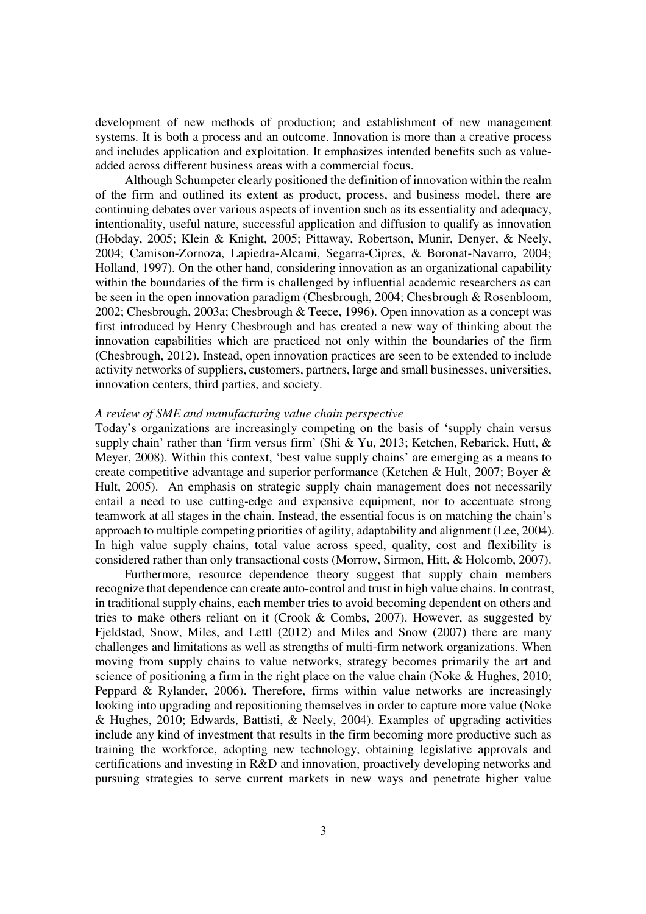development of new methods of production; and establishment of new management systems. It is both a process and an outcome. Innovation is more than a creative process and includes application and exploitation. It emphasizes intended benefits such as value-added across different business areas with a commercial focus.

Although Schumpeter clearly positioned the definition of innovation within the realm of the firm and outlined its extent as product, process, and business model, there are continuing debates over various aspects of invention such as its essentiality and adequacy, intentionality, useful nature, successful application and diffusion to qualify as innovation (Hobday, 2005; Klein & Knight, 2005; Pittaway, Robertson, Munir, Denyer, & Neely, 2004; Camison-Zornoza, Lapiedra-Alcami, Segarra-Cipres, & Boronat-Navarro, 2004; Holland, 1997). On the other hand, considering innovation as an organizational capability within the boundaries of the firm is challenged by influential academic researchers as can be seen in the open innovation paradigm (Chesbrough, 2004; Chesbrough & Rosenbloom, 2002; Chesbrough, 2003a; Chesbrough & Teece, 1996). Open innovation as a concept was first introduced by Henry Chesbrough and has created a new way of thinking about the innovation capabilities which are practiced not only within the boundaries of the firm (Chesbrough, 2012). Instead, open innovation practices are seen to be extended to include activity networks of suppliers, customers, partners, large and small businesses, universities, innovation centers, third parties, and society.

*A review of SME and manufacturing value chain perspective*

Today's organizations are increasingly competing on the basis of 'supply chain versus supply chain' rather than 'firm versus firm' (Shi & Yu, 2013; Ketchen, Rebarick, Hutt, & Meyer, 2008). Within this context, 'best value supply chains' are emerging as a means to create competitive advantage and superior performance (Ketchen & Hult, 2007; Boyer & Hult, 2005). An emphasis on strategic supply chain management does not necessarily entail a need to use cutting-edge and expensive equipment, nor to accentuate strong teamwork at all stages in the chain. Instead, the essential focus is on matching the chain's approach to multiple competing priorities of agility, adaptability and alignment (Lee, 2004). In high value supply chains, total value across speed, quality, cost and flexibility is considered rather than only transactional costs (Morrow, Sirmon, Hitt, & Holcomb, 2007).

Furthermore, resource dependence theory suggest that supply chain members recognize that dependence can create auto-control and trust in high value chains. In contrast, in traditional supply chains, each member tries to avoid becoming dependent on others and tries to make others reliant on it (Crook & Combs, 2007). However, as suggested by Fjeldstad, Snow, Miles, and Lettl (2012) and Miles and Snow (2007) there are many challenges and limitations as well as strengths of multi-firm network organizations. When moving from supply chains to value networks, strategy becomes primarily the art and science of positioning a firm in the right place on the value chain (Noke & Hughes, 2010; Peppard & Rylander, 2006). Therefore, firms within value networks are increasingly looking into upgrading and repositioning themselves in order to capture more value (Noke & Hughes, 2010; Edwards, Battisti, & Neely, 2004). Examples of upgrading activities include any kind of investment that results in the firm becoming more productive such as training the workforce, adopting new technology, obtaining legislative approvals and certifications and investing in R&D and innovation, proactively developing networks and pursuing strategies to serve current markets in new ways and penetrate higher value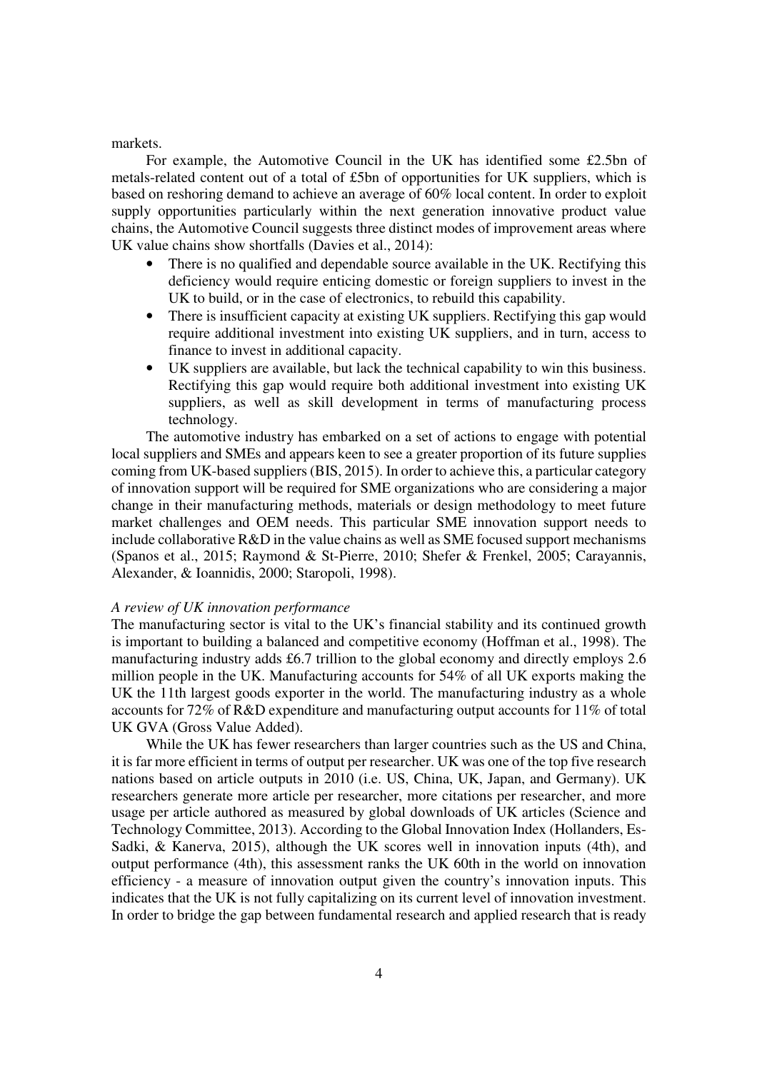markets.

For example, the Automotive Council in the UK has identified some £2.5bn of metals-related content out of a total of £5bn of opportunities for UK suppliers, which is based on reshoring demand to achieve an average of 60% local content. In order to exploit supply opportunities particularly within the next generation innovative product value chains, the Automotive Council suggests three distinct modes of improvement areas where UK value chains show shortfalls (Davies et al., 2014):

- There is no qualified and dependable source available in the UK. Rectifying this deficiency would require enticing domestic or foreign suppliers to invest in the UK to build, or in the case of electronics, to rebuild this capability.
- There is insufficient capacity at existing UK suppliers. Rectifying this gap would require additional investment into existing UK suppliers, and in turn, access to finance to invest in additional capacity.
- UK suppliers are available, but lack the technical capability to win this business. Rectifying this gap would require both additional investment into existing UK suppliers, as well as skill development in terms of manufacturing process technology.

The automotive industry has embarked on a set of actions to engage with potential local suppliers and SMEs and appears keen to see a greater proportion of its future supplies coming from UK-based suppliers (BIS, 2015). In order to achieve this, a particular category of innovation support will be required for SME organizations who are considering a major change in their manufacturing methods, materials or design methodology to meet future market challenges and OEM needs. This particular SME innovation support needs to include collaborative R&D in the value chains as well as SME focused support mechanisms (Spanos et al., 2015; Raymond & St-Pierre, 2010; Shefer & Frenkel, 2005; Carayannis, Alexander, & Ioannidis, 2000; Staropoli, 1998).

*A review of UK innovation performance*

The manufacturing sector is vital to the UK's financial stability and its continued growth is important to building a balanced and competitive economy (Hoffman et al., 1998). The manufacturing industry adds £6.7 trillion to the global economy and directly employs 2.6 million people in the UK. Manufacturing accounts for 54% of all UK exports making the UK the 11th largest goods exporter in the world. The manufacturing industry as a whole accounts for 72% of R&D expenditure and manufacturing output accounts for 11% of total UK GVA (Gross Value Added).

While the UK has fewer researchers than larger countries such as the US and China, it is far more efficient in terms of output per researcher. UK was one of the top five research nations based on article outputs in 2010 (i.e. US, China, UK, Japan, and Germany). UK researchers generate more article per researcher, more citations per researcher, and more usage per article authored as measured by global downloads of UK articles (Science and Technology Committee, 2013). According to the Global Innovation Index (Hollanders, Es-Sadki, & Kanerva, 2015), although the UK scores well in innovation inputs (4th), and output performance (4th), this assessment ranks the UK 60th in the world on innovation efficiency - a measure of innovation output given the country's innovation inputs. This indicates that the UK is not fully capitalizing on its current level of innovation investment. In order to bridge the gap between fundamental research and applied research that is ready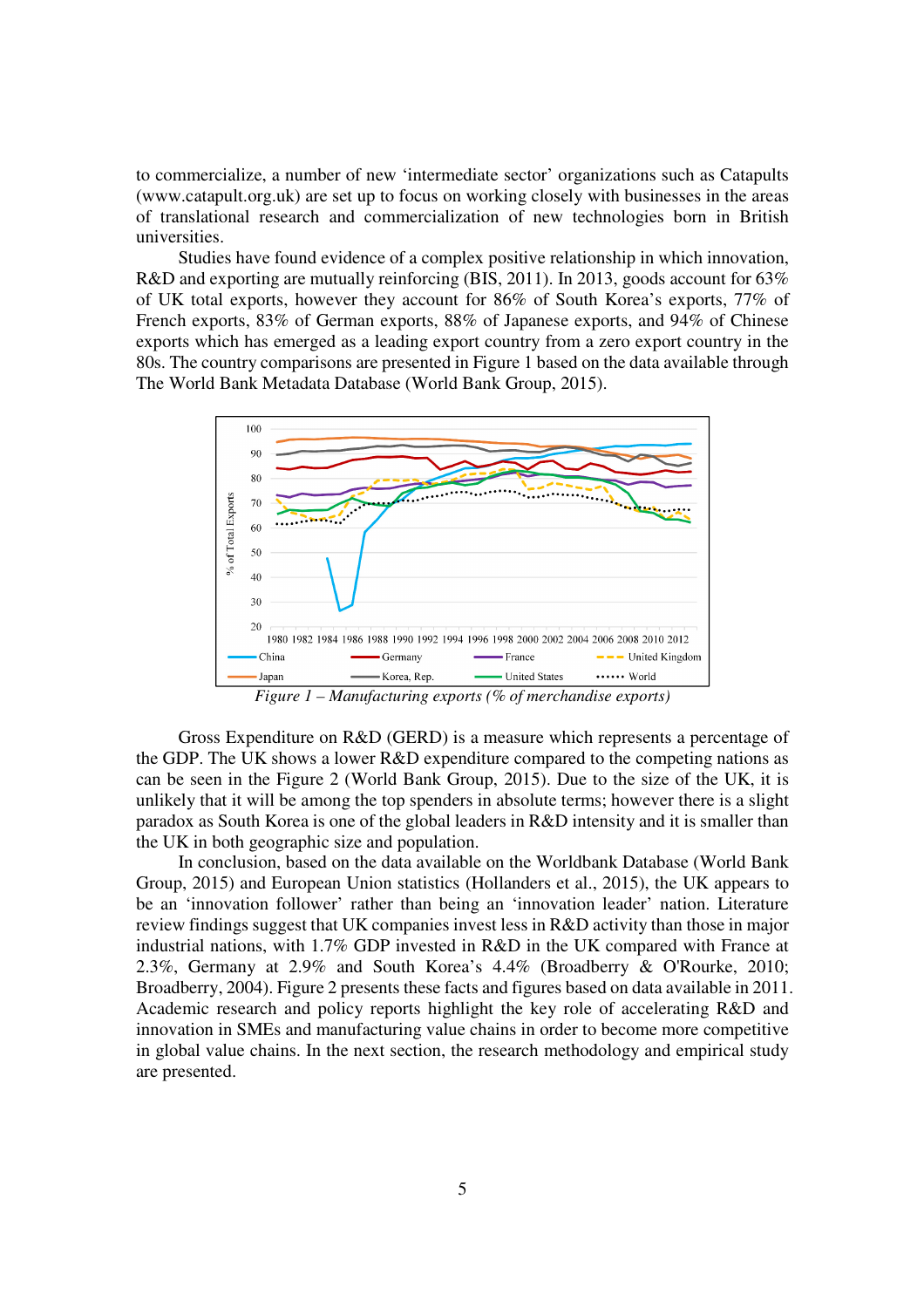to commercialize, a number of new 'intermediate sector' organizations such as Catapults (www.catapult.org.uk) are set up to focus on working closely with businesses in the areas of translational research and commercialization of new technologies born in British universities.

Studies have found evidence of a complex positive relationship in which innovation, R&D and exporting are mutually reinforcing (BIS, 2011). In 2013, goods account for 63% of UK total exports, however they account for 86% of South Korea's exports, 77% of French exports, 83% of German exports, 88% of Japanese exports, and 94% of Chinese exports which has emerged as a leading export country from a zero export country in the 80s. The country comparisons are presented in Figure 1 based on the data available through The World Bank Metadata Database (World Bank Group, 2015).

*Figure 1 – Manufacturing exports (% of merchandise exports)*

Gross Expenditure on R&D (GERD) is a measure which represents a percentage of the GDP. The UK shows a lower R&D expenditure compared to the competing nations as can be seen in the Figure 2 (World Bank Group, 2015). Due to the size of the UK, it is unlikely that it will be among the top spenders in absolute terms; however there is a slight paradox as South Korea is one of the global leaders in R&D intensity and it is smaller than the UK in both geographic size and population.

In conclusion, based on the data available on the Worldbank Database (World Bank Group, 2015) and European Union statistics (Hollanders et al., 2015), the UK appears to be an 'innovation follower' rather than being an 'innovation leader' nation. Literature review findings suggest that UK companies invest less in R&D activity than those in major industrial nations, with 1.7% GDP invested in R&D in the UK compared with France at 2.3%, Germany at 2.9% and South Korea's 4.4% (Broadberry & O'Rourke, 2010; Broadberry, 2004). Figure 2 presents these facts and figures based on data available in 2011. Academic research and policy reports highlight the key role of accelerating R&D and innovation in SMEs and manufacturing value chains in order to become more competitive in global value chains. In the next section, the research methodology and empirical study are presented.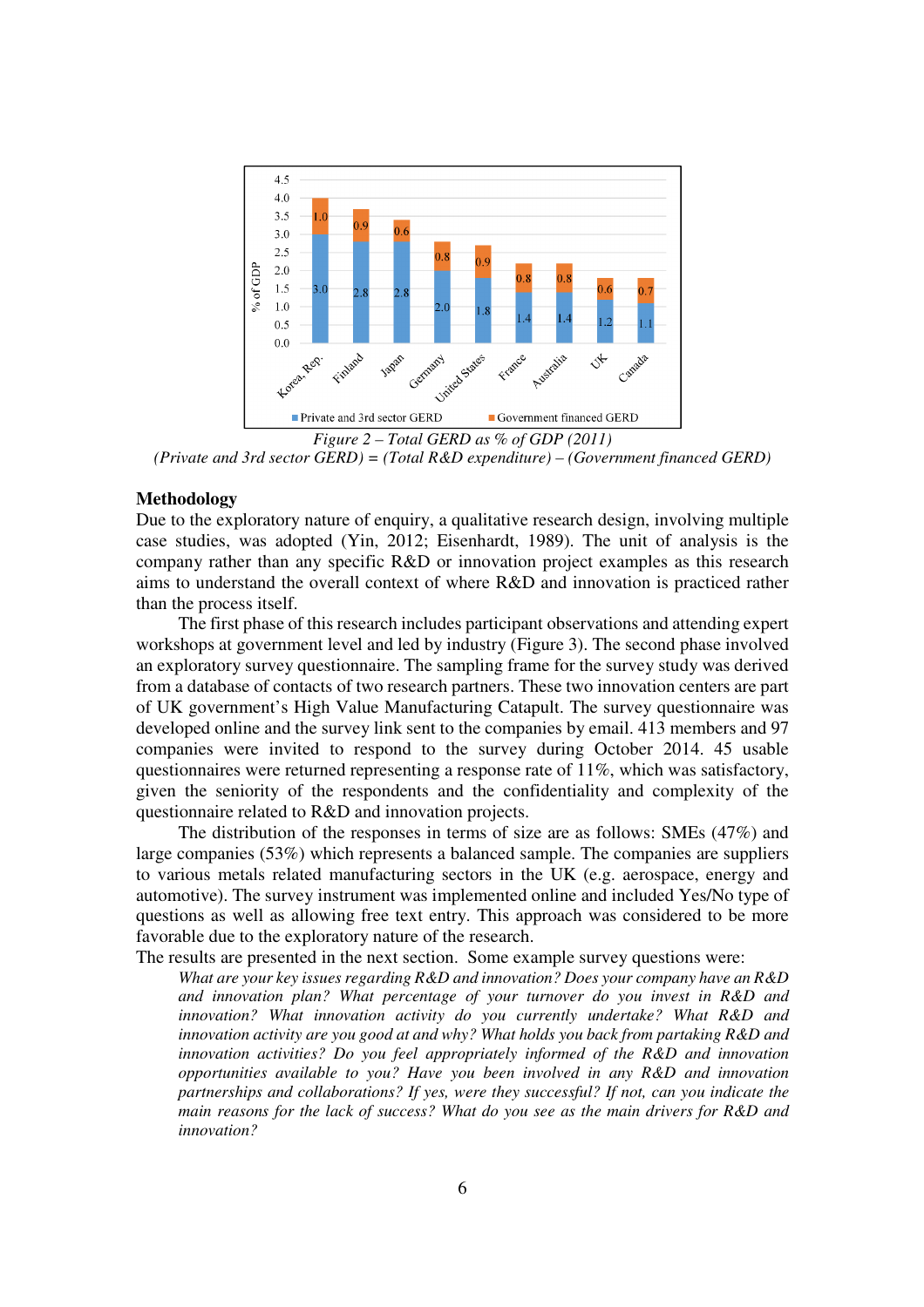*Figure 2 – Total GERD as % of GDP (2011)*
*(Private and 3rd sector GERD) = (Total R&D expenditure) – (Government financed GERD)*

## Methodology

Due to the exploratory nature of enquiry, a qualitative research design, involving multiple case studies, was adopted (Yin, 2012; Eisenhardt, 1989). The unit of analysis is the company rather than any specific R&D or innovation project examples as this research aims to understand the overall context of where R&D and innovation is practiced rather than the process itself.

The first phase of this research includes participant observations and attending expert workshops at government level and led by industry (Figure 3). The second phase involved an exploratory survey questionnaire. The sampling frame for the survey study was derived from a database of contacts of two research partners. These two innovation centers are part of UK government's High Value Manufacturing Catapult. The survey questionnaire was developed online and the survey link sent to the companies by email. 413 members and 97 companies were invited to respond to the survey during October 2014. 45 usable questionnaires were returned representing a response rate of 11%, which was satisfactory, given the seniority of the respondents and the confidentiality and complexity of the questionnaire related to R&D and innovation projects.

The distribution of the responses in terms of size are as follows: SMEs (47%) and large companies (53%) which represents a balanced sample. The companies are suppliers to various metals related manufacturing sectors in the UK (e.g. aerospace, energy and automotive). The survey instrument was implemented online and included Yes/No type of questions as well as allowing free text entry. This approach was considered to be more favorable due to the exploratory nature of the research.

The results are presented in the next section. Some example survey questions were:

> *What are your key issues regarding R&D and innovation? Does your company have an R&D and innovation plan? What percentage of your turnover do you invest in R&D and innovation? What innovation activity do you currently undertake? What R&D and innovation activity are you good at and why? What holds you back from partaking R&D and innovation activities? Do you feel appropriately informed of the R&D and innovation opportunities available to you? Have you been involved in any R&D and innovation partnerships and collaborations? If yes, were they successful? If not, can you indicate the main reasons for the lack of success? What do you see as the main drivers for R&D and innovation?*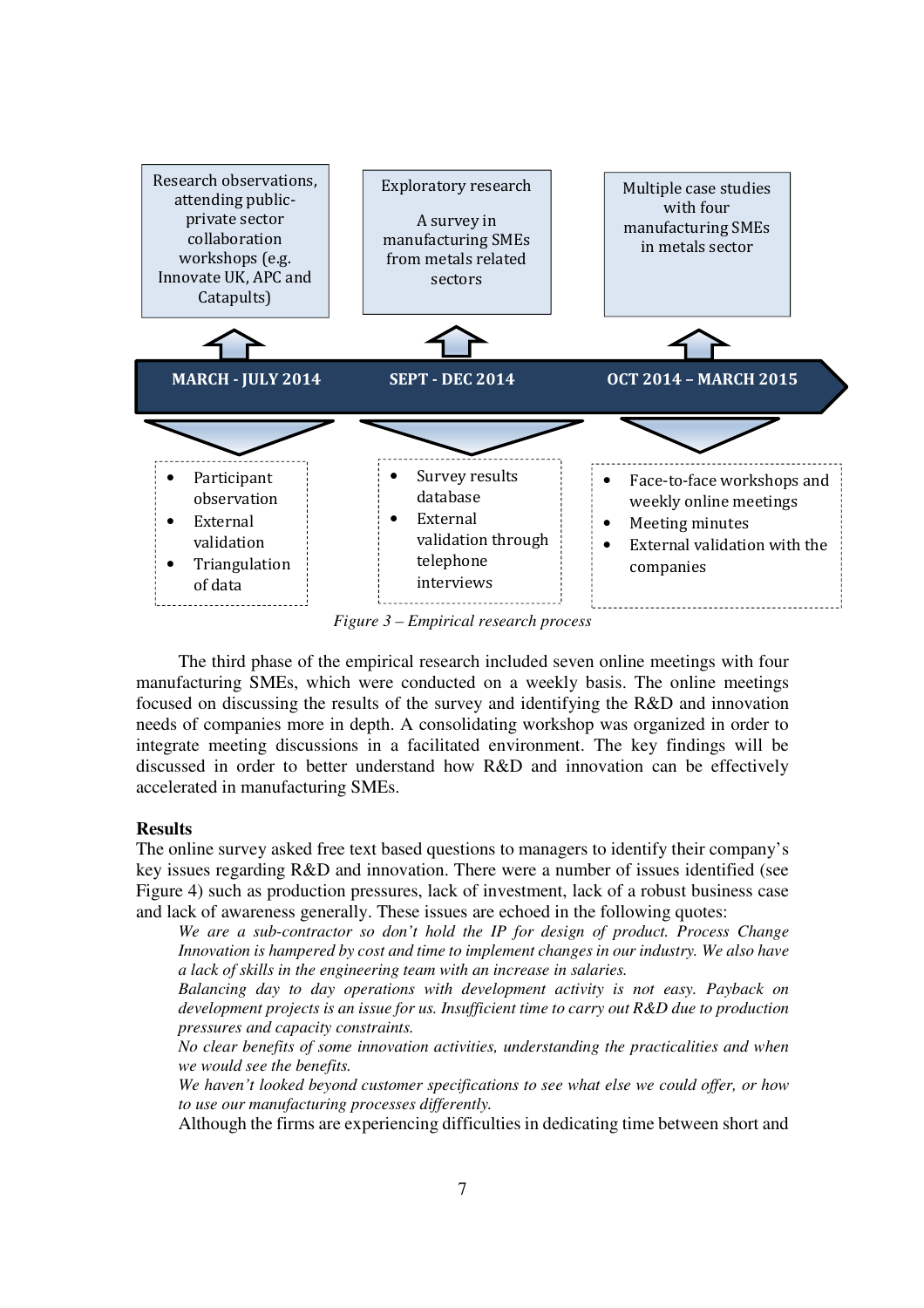Research observations, attending public-private sector collaboration workshops (e.g. Innovate UK, APC and Catapults)

Exploratory research

A survey in manufacturing SMEs from metals related sectors

Multiple case studies with four manufacturing SMEs in metals sector

**MARCH - JULY 2014** | **SEPT - DEC 2014** | **OCT 2014 – MARCH 2015**

- Participant observation
- External validation
- Triangulation of data

- Survey results database
- External validation through telephone interviews

- Face-to-face workshops and weekly online meetings
- Meeting minutes
- External validation with the companies

*Figure 3 – Empirical research process*

The third phase of the empirical research included seven online meetings with four manufacturing SMEs, which were conducted on a weekly basis. The online meetings focused on discussing the results of the survey and identifying the R&D and innovation needs of companies more in depth. A consolidating workshop was organized in order to integrate meeting discussions in a facilitated environment. The key findings will be discussed in order to better understand how R&D and innovation can be effectively accelerated in manufacturing SMEs.

## Results

The online survey asked free text based questions to managers to identify their company's key issues regarding R&D and innovation. There were a number of issues identified (see Figure 4) such as production pressures, lack of investment, lack of a robust business case and lack of awareness generally. These issues are echoed in the following quotes:

*We are a sub-contractor so don't hold the IP for design of product. Process Change Innovation is hampered by cost and time to implement changes in our industry. We also have a lack of skills in the engineering team with an increase in salaries.*

*Balancing day to day operations with development activity is not easy. Payback on development projects is an issue for us. Insufficient time to carry out R&D due to production pressures and capacity constraints.*

*No clear benefits of some innovation activities, understanding the practicalities and when we would see the benefits.*

*We haven't looked beyond customer specifications to see what else we could offer, or how to use our manufacturing processes differently.*

Although the firms are experiencing difficulties in dedicating time between short and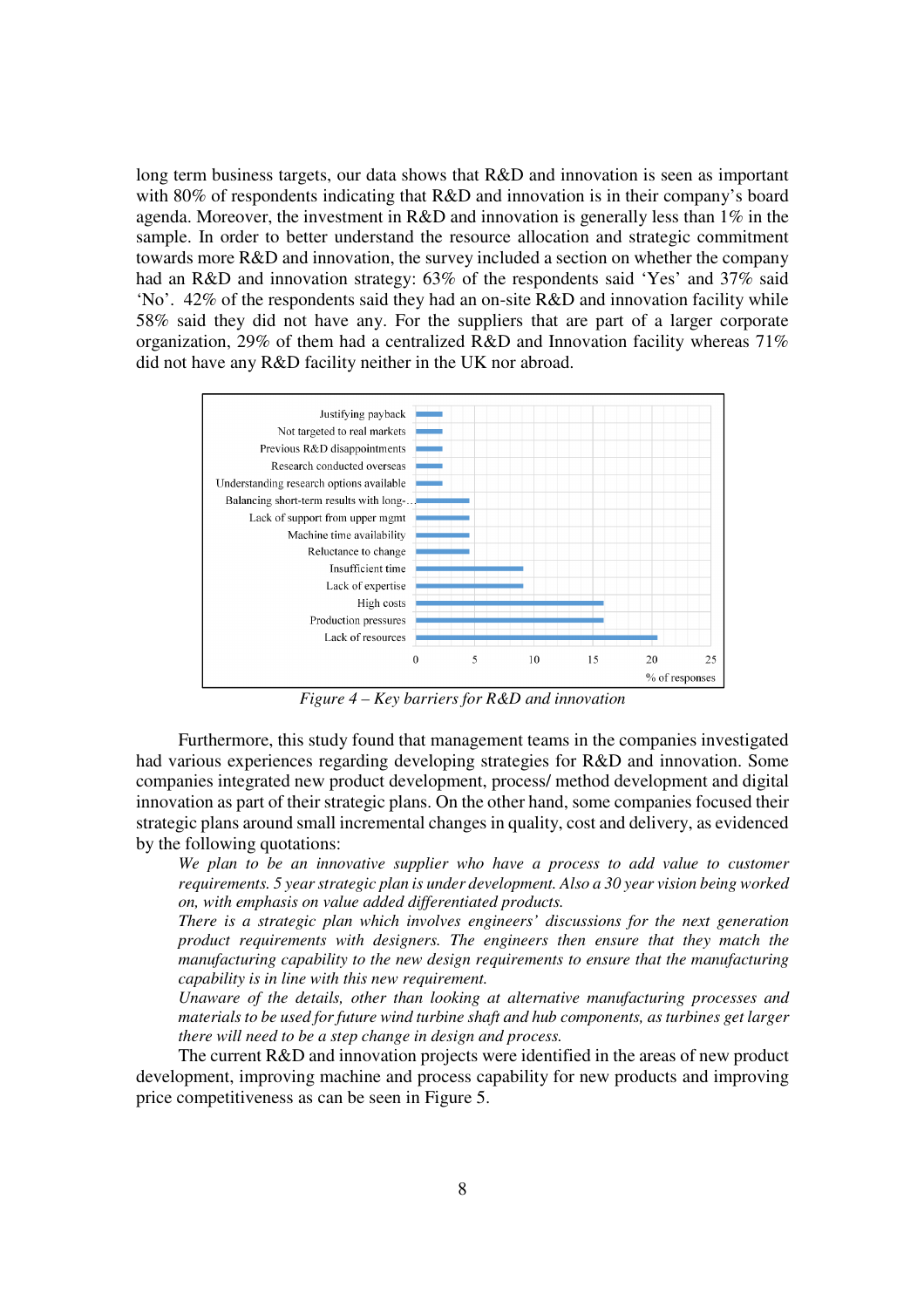long term business targets, our data shows that R&D and innovation is seen as important with 80% of respondents indicating that R&D and innovation is in their company's board agenda. Moreover, the investment in R&D and innovation is generally less than 1% in the sample. In order to better understand the resource allocation and strategic commitment towards more R&D and innovation, the survey included a section on whether the company had an R&D and innovation strategy: 63% of the respondents said 'Yes' and 37% said 'No'. 42% of the respondents said they had an on-site R&D and innovation facility while 58% said they did not have any. For the suppliers that are part of a larger corporate organization, 29% of them had a centralized R&D and Innovation facility whereas 71% did not have any R&D facility neither in the UK nor abroad.

*Figure 4 – Key barriers for R&D and innovation*

Furthermore, this study found that management teams in the companies investigated had various experiences regarding developing strategies for R&D and innovation. Some companies integrated new product development, process/ method development and digital innovation as part of their strategic plans. On the other hand, some companies focused their strategic plans around small incremental changes in quality, cost and delivery, as evidenced by the following quotations:

> *We plan to be an innovative supplier who have a process to add value to customer requirements. 5 year strategic plan is under development. Also a 30 year vision being worked on, with emphasis on value added differentiated products.*
>
> *There is a strategic plan which involves engineers' discussions for the next generation product requirements with designers. The engineers then ensure that they match the manufacturing capability to the new design requirements to ensure that the manufacturing capability is in line with this new requirement.*
>
> *Unaware of the details, other than looking at alternative manufacturing processes and materials to be used for future wind turbine shaft and hub components, as turbines get larger there will need to be a step change in design and process.*

The current R&D and innovation projects were identified in the areas of new product development, improving machine and process capability for new products and improving price competitiveness as can be seen in Figure 5.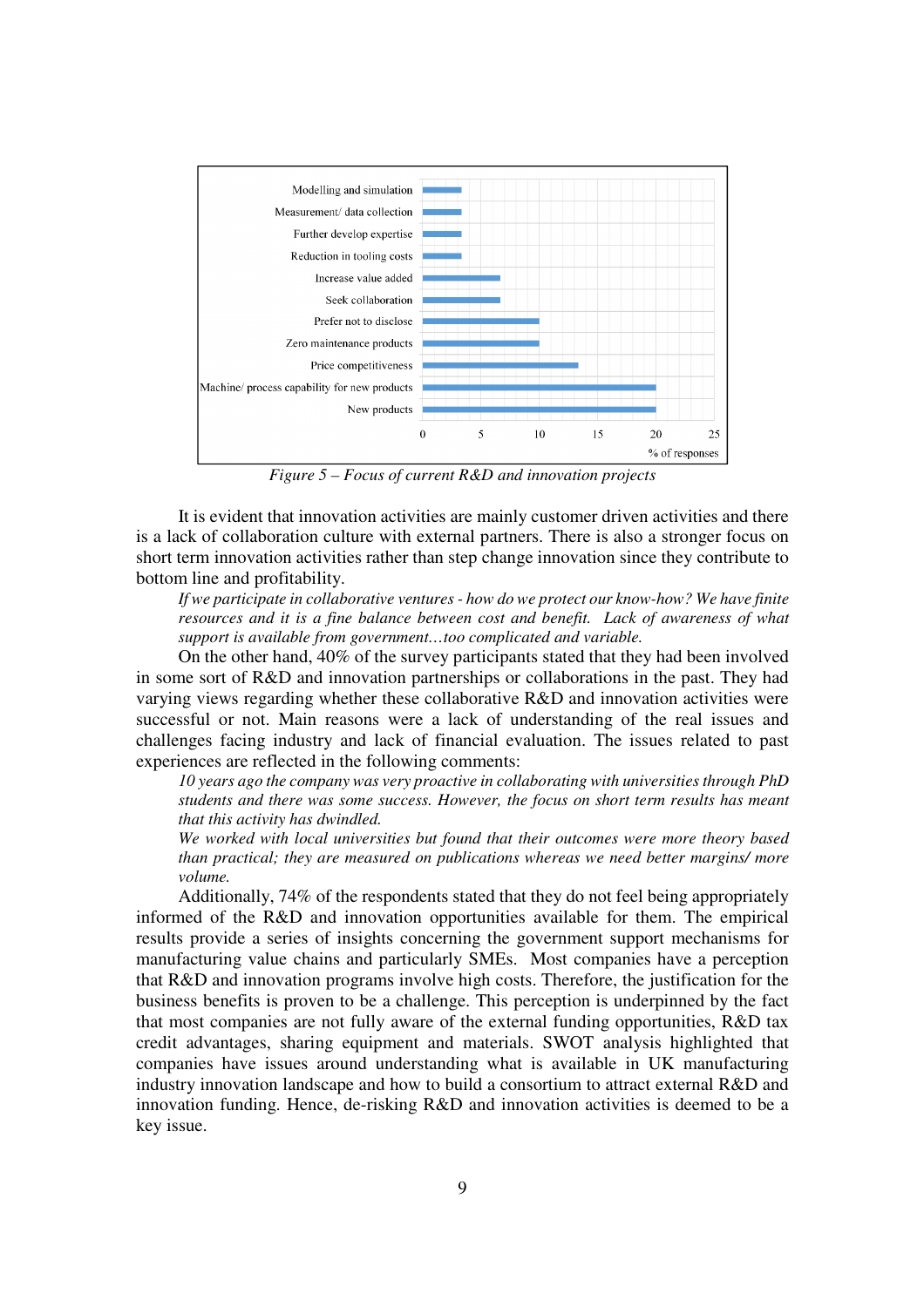Figure 5 – Focus of current R&D and innovation projects

It is evident that innovation activities are mainly customer driven activities and there is a lack of collaboration culture with external partners. There is also a stronger focus on short term innovation activities rather than step change innovation since they contribute to bottom line and profitability.

> *If we participate in collaborative ventures - how do we protect our know-how? We have finite resources and it is a fine balance between cost and benefit. Lack of awareness of what support is available from government…too complicated and variable.*

On the other hand, 40% of the survey participants stated that they had been involved in some sort of R&D and innovation partnerships or collaborations in the past. They had varying views regarding whether these collaborative R&D and innovation activities were successful or not. Main reasons were a lack of understanding of the real issues and challenges facing industry and lack of financial evaluation. The issues related to past experiences are reflected in the following comments:

> *10 years ago the company was very proactive in collaborating with universities through PhD students and there was some success. However, the focus on short term results has meant that this activity has dwindled.*
>
> *We worked with local universities but found that their outcomes were more theory based than practical; they are measured on publications whereas we need better margins/ more volume.*

Additionally, 74% of the respondents stated that they do not feel being appropriately informed of the R&D and innovation opportunities available for them. The empirical results provide a series of insights concerning the government support mechanisms for manufacturing value chains and particularly SMEs. Most companies have a perception that R&D and innovation programs involve high costs. Therefore, the justification for the business benefits is proven to be a challenge. This perception is underpinned by the fact that most companies are not fully aware of the external funding opportunities, R&D tax credit advantages, sharing equipment and materials. SWOT analysis highlighted that companies have issues around understanding what is available in UK manufacturing industry innovation landscape and how to build a consortium to attract external R&D and innovation funding. Hence, de-risking R&D and innovation activities is deemed to be a key issue.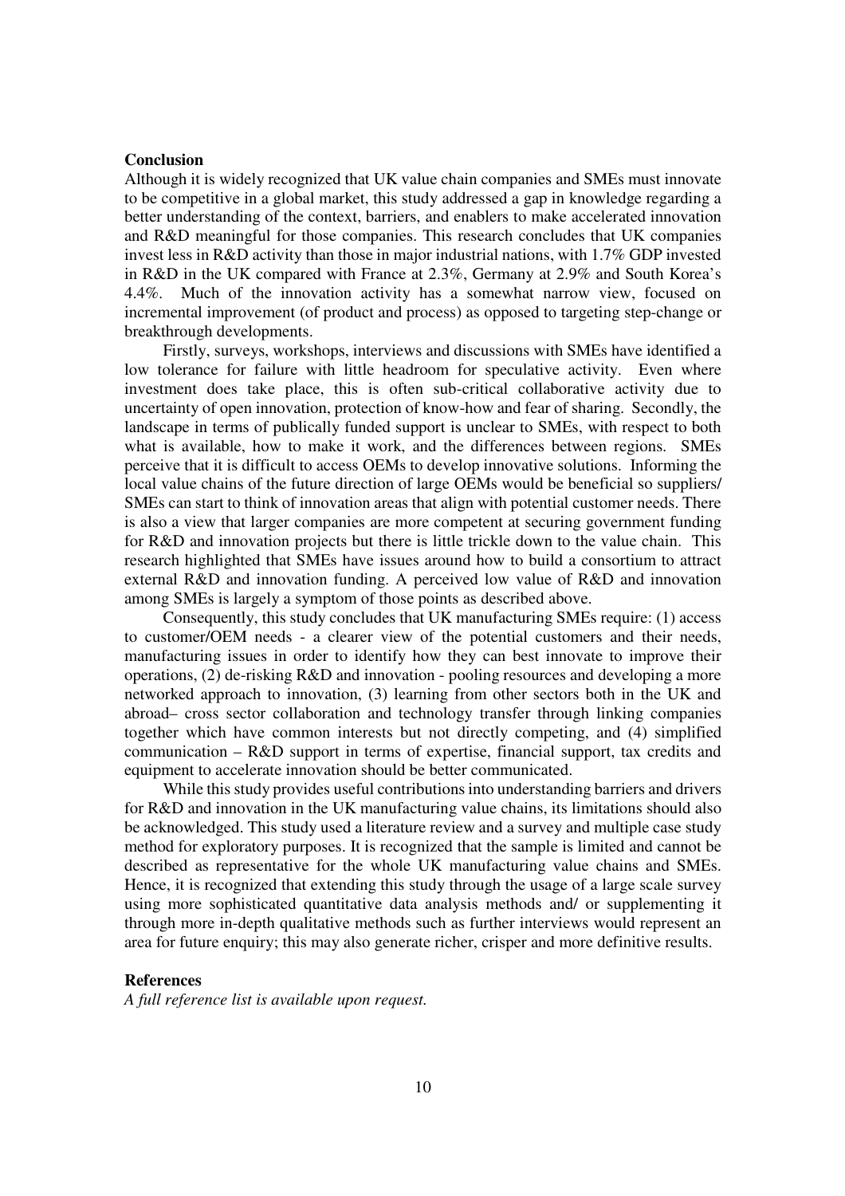## Conclusion

Although it is widely recognized that UK value chain companies and SMEs must innovate to be competitive in a global market, this study addressed a gap in knowledge regarding a better understanding of the context, barriers, and enablers to make accelerated innovation and R&D meaningful for those companies. This research concludes that UK companies invest less in R&D activity than those in major industrial nations, with 1.7% GDP invested in R&D in the UK compared with France at 2.3%, Germany at 2.9% and South Korea's 4.4%. Much of the innovation activity has a somewhat narrow view, focused on incremental improvement (of product and process) as opposed to targeting step-change or breakthrough developments.

Firstly, surveys, workshops, interviews and discussions with SMEs have identified a low tolerance for failure with little headroom for speculative activity. Even where investment does take place, this is often sub-critical collaborative activity due to uncertainty of open innovation, protection of know-how and fear of sharing. Secondly, the landscape in terms of publically funded support is unclear to SMEs, with respect to both what is available, how to make it work, and the differences between regions. SMEs perceive that it is difficult to access OEMs to develop innovative solutions. Informing the local value chains of the future direction of large OEMs would be beneficial so suppliers/ SMEs can start to think of innovation areas that align with potential customer needs. There is also a view that larger companies are more competent at securing government funding for R&D and innovation projects but there is little trickle down to the value chain. This research highlighted that SMEs have issues around how to build a consortium to attract external R&D and innovation funding. A perceived low value of R&D and innovation among SMEs is largely a symptom of those points as described above.

Consequently, this study concludes that UK manufacturing SMEs require: (1) access to customer/OEM needs - a clearer view of the potential customers and their needs, manufacturing issues in order to identify how they can best innovate to improve their operations, (2) de-risking R&D and innovation - pooling resources and developing a more networked approach to innovation, (3) learning from other sectors both in the UK and abroad– cross sector collaboration and technology transfer through linking companies together which have common interests but not directly competing, and (4) simplified communication – R&D support in terms of expertise, financial support, tax credits and equipment to accelerate innovation should be better communicated.

While this study provides useful contributions into understanding barriers and drivers for R&D and innovation in the UK manufacturing value chains, its limitations should also be acknowledged. This study used a literature review and a survey and multiple case study method for exploratory purposes. It is recognized that the sample is limited and cannot be described as representative for the whole UK manufacturing value chains and SMEs. Hence, it is recognized that extending this study through the usage of a large scale survey using more sophisticated quantitative data analysis methods and/ or supplementing it through more in-depth qualitative methods such as further interviews would represent an area for future enquiry; this may also generate richer, crisper and more definitive results.

## References

*A full reference list is available upon request.*